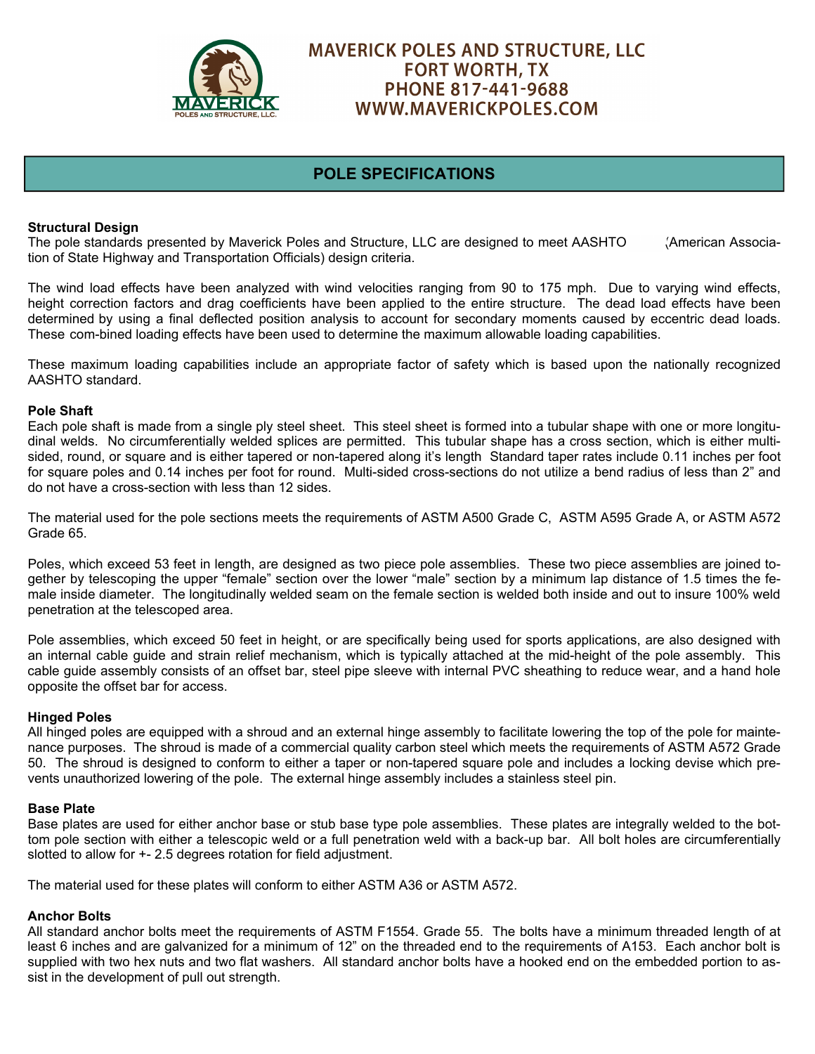MAVERICK POLES AND STRUCTURE, LLC
FORT WORTH, TX
PHONE 817-441-9688
WWW.MAVERICKPOLES.COM

# POLE SPECIFICATIONS

**Structural Design**

The pole standards presented by Maverick Poles and Structure, LLC are designed to meet AASHTO (American Association of State Highway and Transportation Officials) design criteria.

The wind load effects have been analyzed with wind velocities ranging from 90 to 175 mph. Due to varying wind effects, height correction factors and drag coefficients have been applied to the entire structure. The dead load effects have been determined by using a final deflected position analysis to account for secondary moments caused by eccentric dead loads. These com-bined loading effects have been used to determine the maximum allowable loading capabilities.

These maximum loading capabilities include an appropriate factor of safety which is based upon the nationally recognized AASHTO standard.

**Pole Shaft**

Each pole shaft is made from a single ply steel sheet. This steel sheet is formed into a tubular shape with one or more longitudinal welds. No circumferentially welded splices are permitted. This tubular shape has a cross section, which is either multi-sided, round, or square and is either tapered or non-tapered along it's length Standard taper rates include 0.11 inches per foot for square poles and 0.14 inches per foot for round. Multi-sided cross-sections do not utilize a bend radius of less than 2" and do not have a cross-section with less than 12 sides.

The material used for the pole sections meets the requirements of ASTM A500 Grade C, ASTM A595 Grade A, or ASTM A572 Grade 65.

Poles, which exceed 53 feet in length, are designed as two piece pole assemblies. These two piece assemblies are joined together by telescoping the upper "female" section over the lower "male" section by a minimum lap distance of 1.5 times the female inside diameter. The longitudinally welded seam on the female section is welded both inside and out to insure 100% weld penetration at the telescoped area.

Pole assemblies, which exceed 50 feet in height, or are specifically being used for sports applications, are also designed with an internal cable guide and strain relief mechanism, which is typically attached at the mid-height of the pole assembly. This cable guide assembly consists of an offset bar, steel pipe sleeve with internal PVC sheathing to reduce wear, and a hand hole opposite the offset bar for access.

**Hinged Poles**

All hinged poles are equipped with a shroud and an external hinge assembly to facilitate lowering the top of the pole for maintenance purposes. The shroud is made of a commercial quality carbon steel which meets the requirements of ASTM A572 Grade 50. The shroud is designed to conform to either a taper or non-tapered square pole and includes a locking devise which prevents unauthorized lowering of the pole. The external hinge assembly includes a stainless steel pin.

**Base Plate**

Base plates are used for either anchor base or stub base type pole assemblies. These plates are integrally welded to the bottom pole section with either a telescopic weld or a full penetration weld with a back-up bar. All bolt holes are circumferentially slotted to allow for +- 2.5 degrees rotation for field adjustment.

The material used for these plates will conform to either ASTM A36 or ASTM A572.

**Anchor Bolts**

All standard anchor bolts meet the requirements of ASTM F1554. Grade 55. The bolts have a minimum threaded length of at least 6 inches and are galvanized for a minimum of 12" on the threaded end to the requirements of A153. Each anchor bolt is supplied with two hex nuts and two flat washers. All standard anchor bolts have a hooked end on the embedded portion to assist in the development of pull out strength.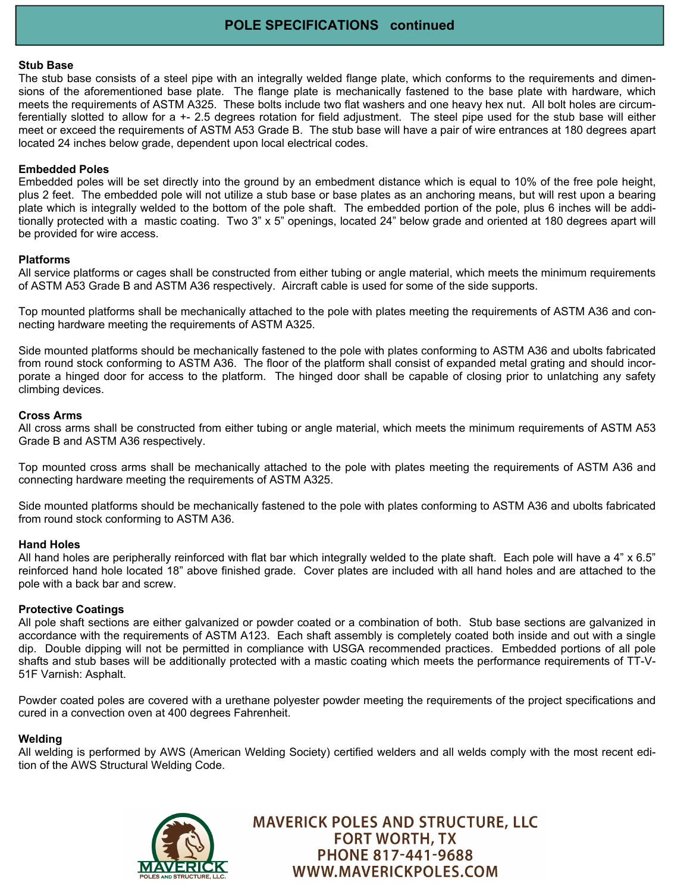# POLE SPECIFICATIONS continued

**Stub Base**

The stub base consists of a steel pipe with an integrally welded flange plate, which conforms to the requirements and dimensions of the aforementioned base plate. The flange plate is mechanically fastened to the base plate with hardware, which meets the requirements of ASTM A325. These bolts include two flat washers and one heavy hex nut. All bolt holes are circumferentially slotted to allow for a +- 2.5 degrees rotation for field adjustment. The steel pipe used for the stub base will either meet or exceed the requirements of ASTM A53 Grade B. The stub base will have a pair of wire entrances at 180 degrees apart located 24 inches below grade, dependent upon local electrical codes.

**Embedded Poles**

Embedded poles will be set directly into the ground by an embedment distance which is equal to 10% of the free pole height, plus 2 feet. The embedded pole will not utilize a stub base or base plates as an anchoring means, but will rest upon a bearing plate which is integrally welded to the bottom of the pole shaft. The embedded portion of the pole, plus 6 inches will be additionally protected with a mastic coating. Two 3" x 5" openings, located 24" below grade and oriented at 180 degrees apart will be provided for wire access.

**Platforms**

All service platforms or cages shall be constructed from either tubing or angle material, which meets the minimum requirements of ASTM A53 Grade B and ASTM A36 respectively. Aircraft cable is used for some of the side supports.

Top mounted platforms shall be mechanically attached to the pole with plates meeting the requirements of ASTM A36 and connecting hardware meeting the requirements of ASTM A325.

Side mounted platforms should be mechanically fastened to the pole with plates conforming to ASTM A36 and ubolts fabricated from round stock conforming to ASTM A36. The floor of the platform shall consist of expanded metal grating and should incorporate a hinged door for access to the platform. The hinged door shall be capable of closing prior to unlatching any safety climbing devices.

**Cross Arms**

All cross arms shall be constructed from either tubing or angle material, which meets the minimum requirements of ASTM A53 Grade B and ASTM A36 respectively.

Top mounted cross arms shall be mechanically attached to the pole with plates meeting the requirements of ASTM A36 and connecting hardware meeting the requirements of ASTM A325.

Side mounted platforms should be mechanically fastened to the pole with plates conforming to ASTM A36 and ubolts fabricated from round stock conforming to ASTM A36.

**Hand Holes**

All hand holes are peripherally reinforced with flat bar which integrally welded to the plate shaft. Each pole will have a 4" x 6.5" reinforced hand hole located 18" above finished grade. Cover plates are included with all hand holes and are attached to the pole with a back bar and screw.

**Protective Coatings**

All pole shaft sections are either galvanized or powder coated or a combination of both. Stub base sections are galvanized in accordance with the requirements of ASTM A123. Each shaft assembly is completely coated both inside and out with a single dip. Double dipping will not be permitted in compliance with USGA recommended practices. Embedded portions of all pole shafts and stub bases will be additionally protected with a mastic coating which meets the performance requirements of TT-V-51F Varnish: Asphalt.

Powder coated poles are covered with a urethane polyester powder meeting the requirements of the project specifications and cured in a convection oven at 400 degrees Fahrenheit.

**Welding**

All welding is performed by AWS (American Welding Society) certified welders and all welds comply with the most recent edition of the AWS Structural Welding Code.

MAVERICK POLES AND STRUCTURE, LLC
FORT WORTH, TX
PHONE 817-441-9688
WWW.MAVERICKPOLES.COM